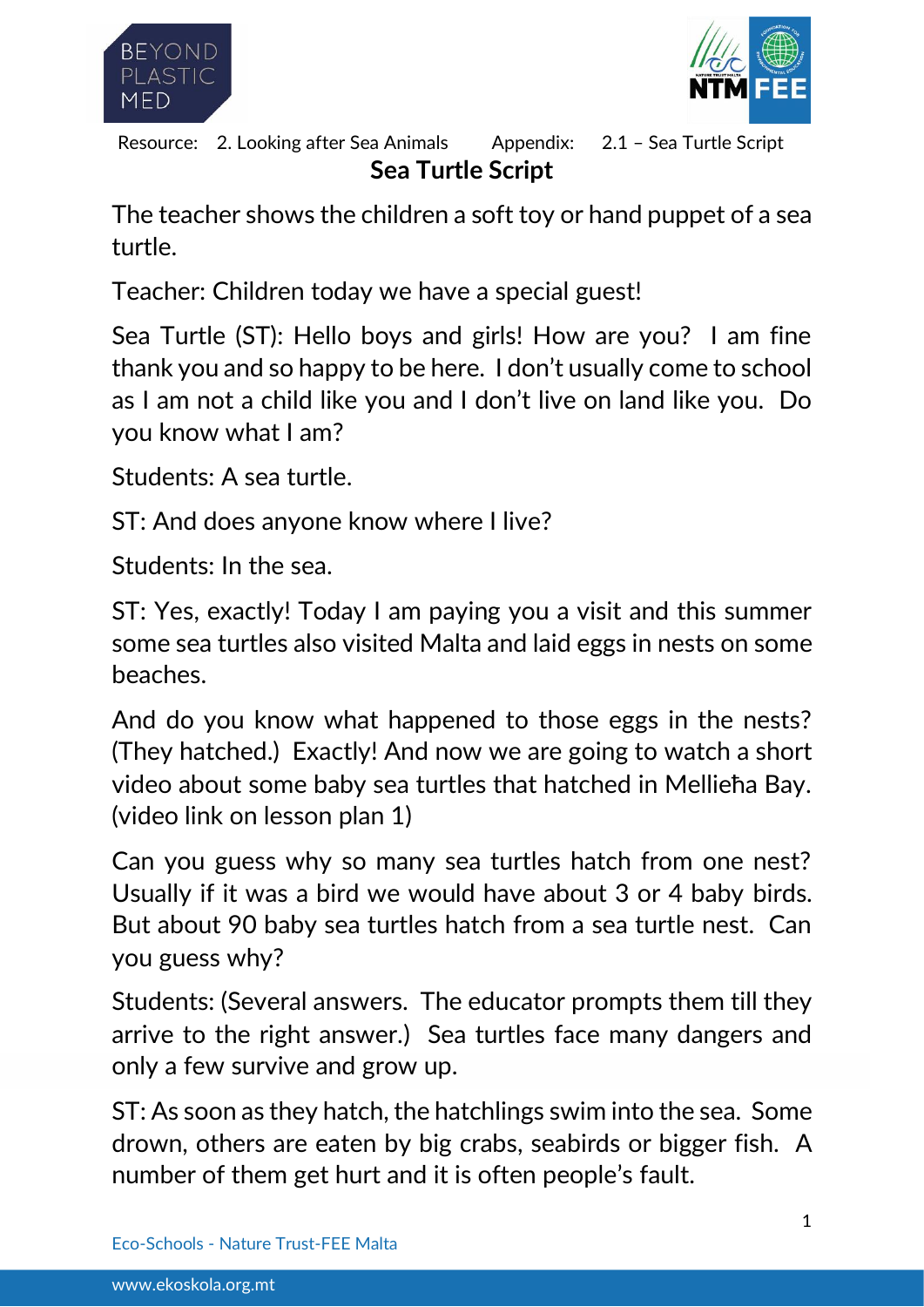Resource: 2. Looking after Sea Animals Appendix: 2.1 – Sea Turtle Script

# Sea Turtle Script

The teacher shows the children a soft toy or hand puppet of a sea turtle.

Teacher: Children today we have a special guest!

Sea Turtle (ST): Hello boys and girls! How are you? I am fine thank you and so happy to be here. I don't usually come to school as I am not a child like you and I don't live on land like you. Do you know what I am?

Students: A sea turtle.

ST: And does anyone know where I live?

Students: In the sea.

ST: Yes, exactly! Today I am paying you a visit and this summer some sea turtles also visited Malta and laid eggs in nests on some beaches.

And do you know what happened to those eggs in the nests? (They hatched.) Exactly! And now we are going to watch a short video about some baby sea turtles that hatched in Mellieħa Bay. (video link on lesson plan 1)

Can you guess why so many sea turtles hatch from one nest? Usually if it was a bird we would have about 3 or 4 baby birds. But about 90 baby sea turtles hatch from a sea turtle nest. Can you guess why?

Students: (Several answers. The educator prompts them till they arrive to the right answer.) Sea turtles face many dangers and only a few survive and grow up.

ST: As soon as they hatch, the hatchlings swim into the sea. Some drown, others are eaten by big crabs, seabirds or bigger fish. A number of them get hurt and it is often people's fault.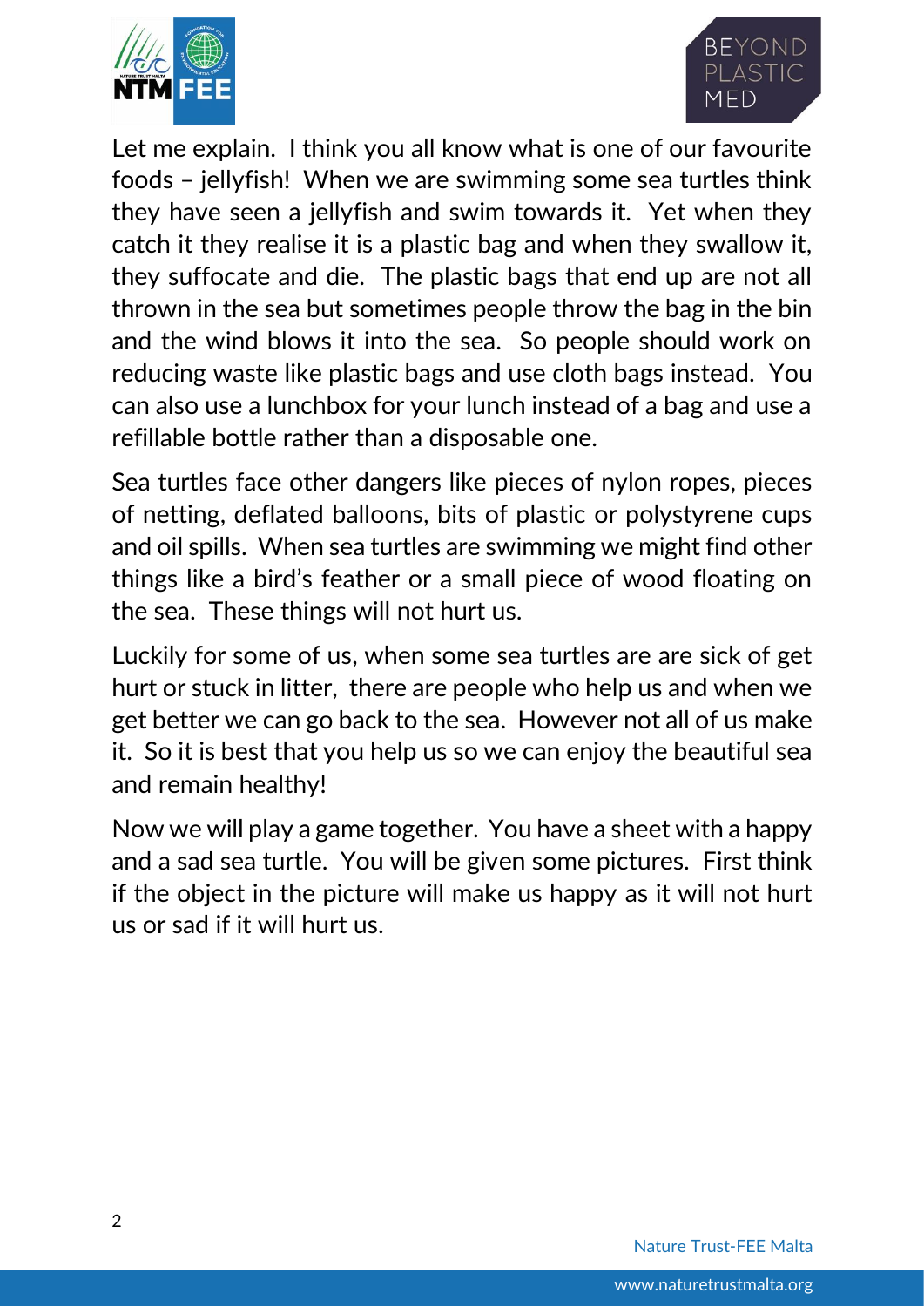Let me explain. I think you all know what is one of our favourite foods – jellyfish! When we are swimming some sea turtles think they have seen a jellyfish and swim towards it. Yet when they catch it they realise it is a plastic bag and when they swallow it, they suffocate and die. The plastic bags that end up are not all thrown in the sea but sometimes people throw the bag in the bin and the wind blows it into the sea. So people should work on reducing waste like plastic bags and use cloth bags instead. You can also use a lunchbox for your lunch instead of a bag and use a refillable bottle rather than a disposable one.

Sea turtles face other dangers like pieces of nylon ropes, pieces of netting, deflated balloons, bits of plastic or polystyrene cups and oil spills. When sea turtles are swimming we might find other things like a bird's feather or a small piece of wood floating on the sea. These things will not hurt us.

Luckily for some of us, when some sea turtles are are sick of get hurt or stuck in litter, there are people who help us and when we get better we can go back to the sea. However not all of us make it. So it is best that you help us so we can enjoy the beautiful sea and remain healthy!

Now we will play a game together. You have a sheet with a happy and a sad sea turtle. You will be given some pictures. First think if the object in the picture will make us happy as it will not hurt us or sad if it will hurt us.